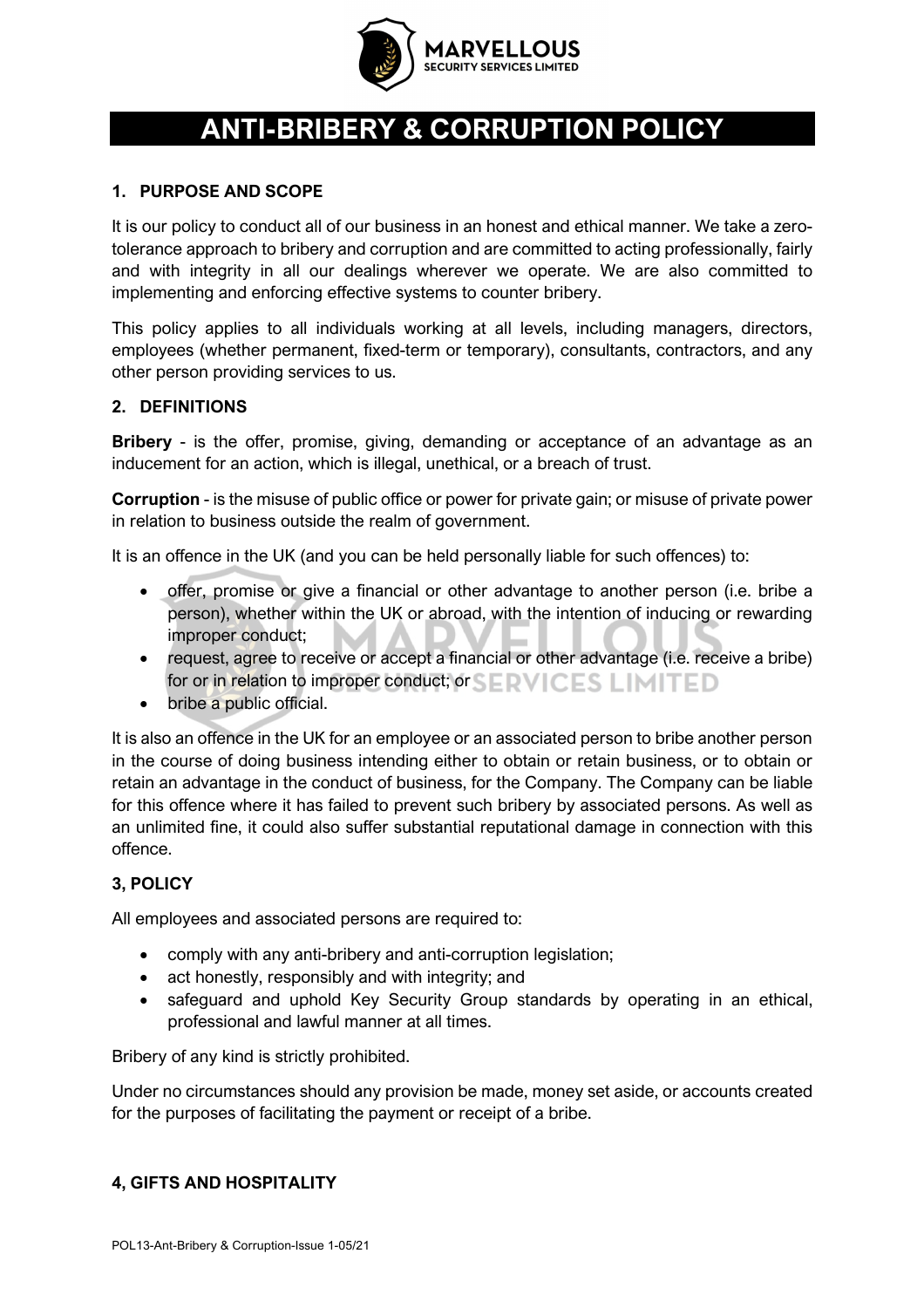# ANTI-BRIBERY & CORRUPTION POLICY

## 1. PURPOSE AND SCOPE

It is our policy to conduct all of our business in an honest and ethical manner. We take a zero-tolerance approach to bribery and corruption and are committed to acting professionally, fairly and with integrity in all our dealings wherever we operate. We are also committed to implementing and enforcing effective systems to counter bribery.

This policy applies to all individuals working at all levels, including managers, directors, employees (whether permanent, fixed-term or temporary), consultants, contractors, and any other person providing services to us.

## 2. DEFINITIONS

**Bribery** - is the offer, promise, giving, demanding or acceptance of an advantage as an inducement for an action, which is illegal, unethical, or a breach of trust.

**Corruption** - is the misuse of public office or power for private gain; or misuse of private power in relation to business outside the realm of government.

It is an offence in the UK (and you can be held personally liable for such offences) to:

- offer, promise or give a financial or other advantage to another person (i.e. bribe a person), whether within the UK or abroad, with the intention of inducing or rewarding improper conduct;
- request, agree to receive or accept a financial or other advantage (i.e. receive a bribe) for or in relation to improper conduct; or
- bribe a public official.

It is also an offence in the UK for an employee or an associated person to bribe another person in the course of doing business intending either to obtain or retain business, or to obtain or retain an advantage in the conduct of business, for the Company. The Company can be liable for this offence where it has failed to prevent such bribery by associated persons. As well as an unlimited fine, it could also suffer substantial reputational damage in connection with this offence.

## 3, POLICY

All employees and associated persons are required to:

- comply with any anti-bribery and anti-corruption legislation;
- act honestly, responsibly and with integrity; and
- safeguard and uphold Key Security Group standards by operating in an ethical, professional and lawful manner at all times.

Bribery of any kind is strictly prohibited.

Under no circumstances should any provision be made, money set aside, or accounts created for the purposes of facilitating the payment or receipt of a bribe.

## 4, GIFTS AND HOSPITALITY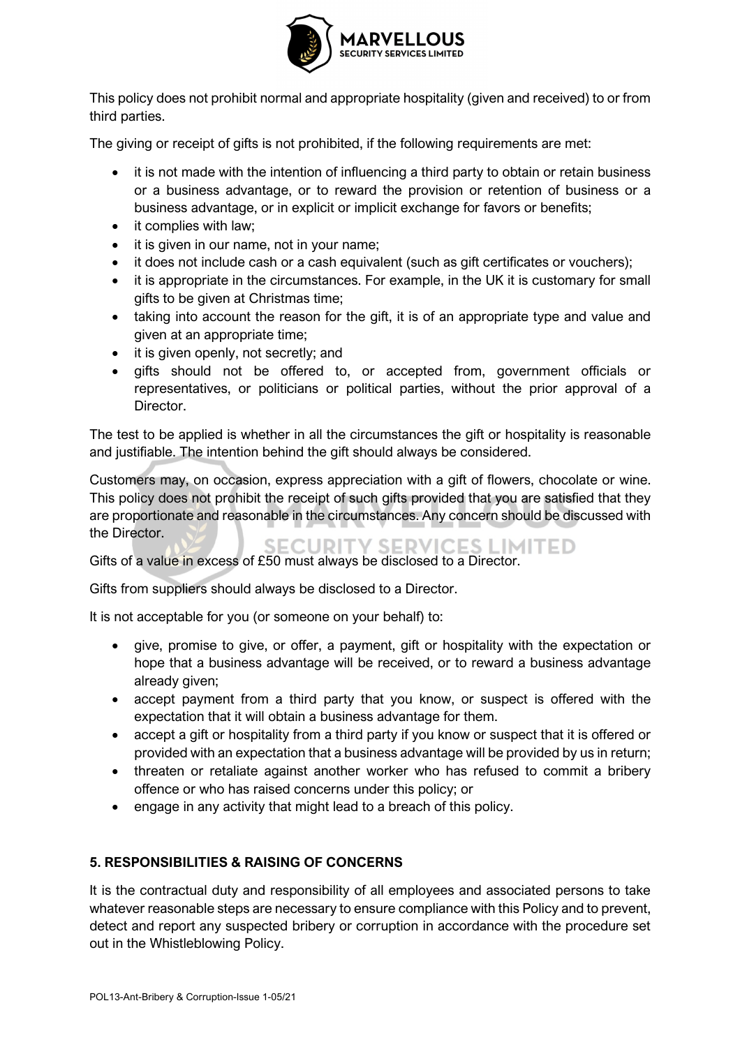This policy does not prohibit normal and appropriate hospitality (given and received) to or from third parties.

The giving or receipt of gifts is not prohibited, if the following requirements are met:

- it is not made with the intention of influencing a third party to obtain or retain business or a business advantage, or to reward the provision or retention of business or a business advantage, or in explicit or implicit exchange for favors or benefits;
- it complies with law;
- it is given in our name, not in your name;
- it does not include cash or a cash equivalent (such as gift certificates or vouchers);
- it is appropriate in the circumstances. For example, in the UK it is customary for small gifts to be given at Christmas time;
- taking into account the reason for the gift, it is of an appropriate type and value and given at an appropriate time;
- it is given openly, not secretly; and
- gifts should not be offered to, or accepted from, government officials or representatives, or politicians or political parties, without the prior approval of a Director.

The test to be applied is whether in all the circumstances the gift or hospitality is reasonable and justifiable. The intention behind the gift should always be considered.

Customers may, on occasion, express appreciation with a gift of flowers, chocolate or wine. This policy does not prohibit the receipt of such gifts provided that you are satisfied that they are proportionate and reasonable in the circumstances. Any concern should be discussed with the Director.

Gifts of a value in excess of £50 must always be disclosed to a Director.

Gifts from suppliers should always be disclosed to a Director.

It is not acceptable for you (or someone on your behalf) to:

- give, promise to give, or offer, a payment, gift or hospitality with the expectation or hope that a business advantage will be received, or to reward a business advantage already given;
- accept payment from a third party that you know, or suspect is offered with the expectation that it will obtain a business advantage for them.
- accept a gift or hospitality from a third party if you know or suspect that it is offered or provided with an expectation that a business advantage will be provided by us in return;
- threaten or retaliate against another worker who has refused to commit a bribery offence or who has raised concerns under this policy; or
- engage in any activity that might lead to a breach of this policy.

**5. RESPONSIBILITIES & RAISING OF CONCERNS**

It is the contractual duty and responsibility of all employees and associated persons to take whatever reasonable steps are necessary to ensure compliance with this Policy and to prevent, detect and report any suspected bribery or corruption in accordance with the procedure set out in the Whistleblowing Policy.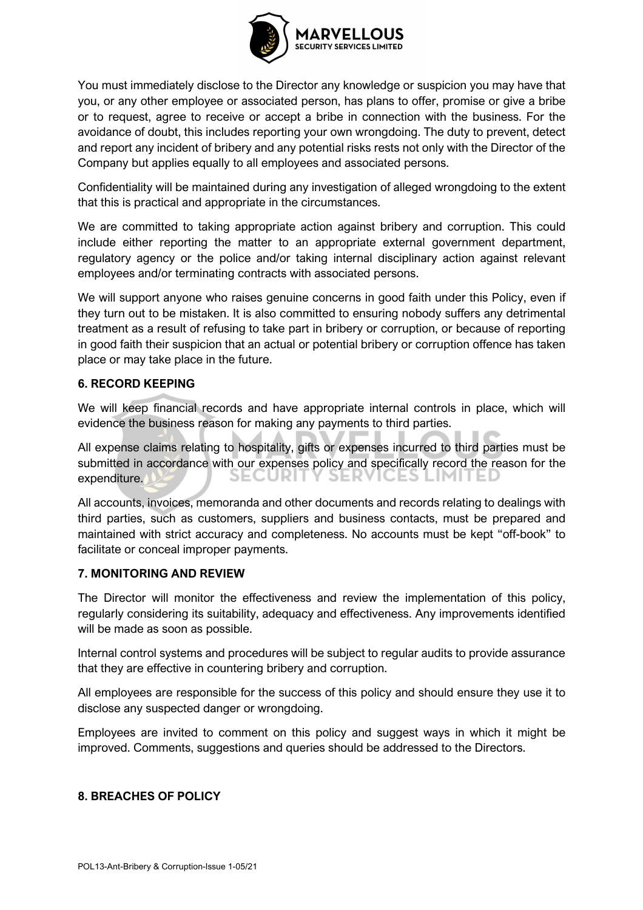You must immediately disclose to the Director any knowledge or suspicion you may have that you, or any other employee or associated person, has plans to offer, promise or give a bribe or to request, agree to receive or accept a bribe in connection with the business. For the avoidance of doubt, this includes reporting your own wrongdoing. The duty to prevent, detect and report any incident of bribery and any potential risks rests not only with the Director of the Company but applies equally to all employees and associated persons.

Confidentiality will be maintained during any investigation of alleged wrongdoing to the extent that this is practical and appropriate in the circumstances.

We are committed to taking appropriate action against bribery and corruption. This could include either reporting the matter to an appropriate external government department, regulatory agency or the police and/or taking internal disciplinary action against relevant employees and/or terminating contracts with associated persons.

We will support anyone who raises genuine concerns in good faith under this Policy, even if they turn out to be mistaken. It is also committed to ensuring nobody suffers any detrimental treatment as a result of refusing to take part in bribery or corruption, or because of reporting in good faith their suspicion that an actual or potential bribery or corruption offence has taken place or may take place in the future.

**6. RECORD KEEPING**

We will keep financial records and have appropriate internal controls in place, which will evidence the business reason for making any payments to third parties.

All expense claims relating to hospitality, gifts or expenses incurred to third parties must be submitted in accordance with our expenses policy and specifically record the reason for the expenditure.

All accounts, invoices, memoranda and other documents and records relating to dealings with third parties, such as customers, suppliers and business contacts, must be prepared and maintained with strict accuracy and completeness. No accounts must be kept "off-book" to facilitate or conceal improper payments.

**7. MONITORING AND REVIEW**

The Director will monitor the effectiveness and review the implementation of this policy, regularly considering its suitability, adequacy and effectiveness. Any improvements identified will be made as soon as possible.

Internal control systems and procedures will be subject to regular audits to provide assurance that they are effective in countering bribery and corruption.

All employees are responsible for the success of this policy and should ensure they use it to disclose any suspected danger or wrongdoing.

Employees are invited to comment on this policy and suggest ways in which it might be improved. Comments, suggestions and queries should be addressed to the Directors.

**8. BREACHES OF POLICY**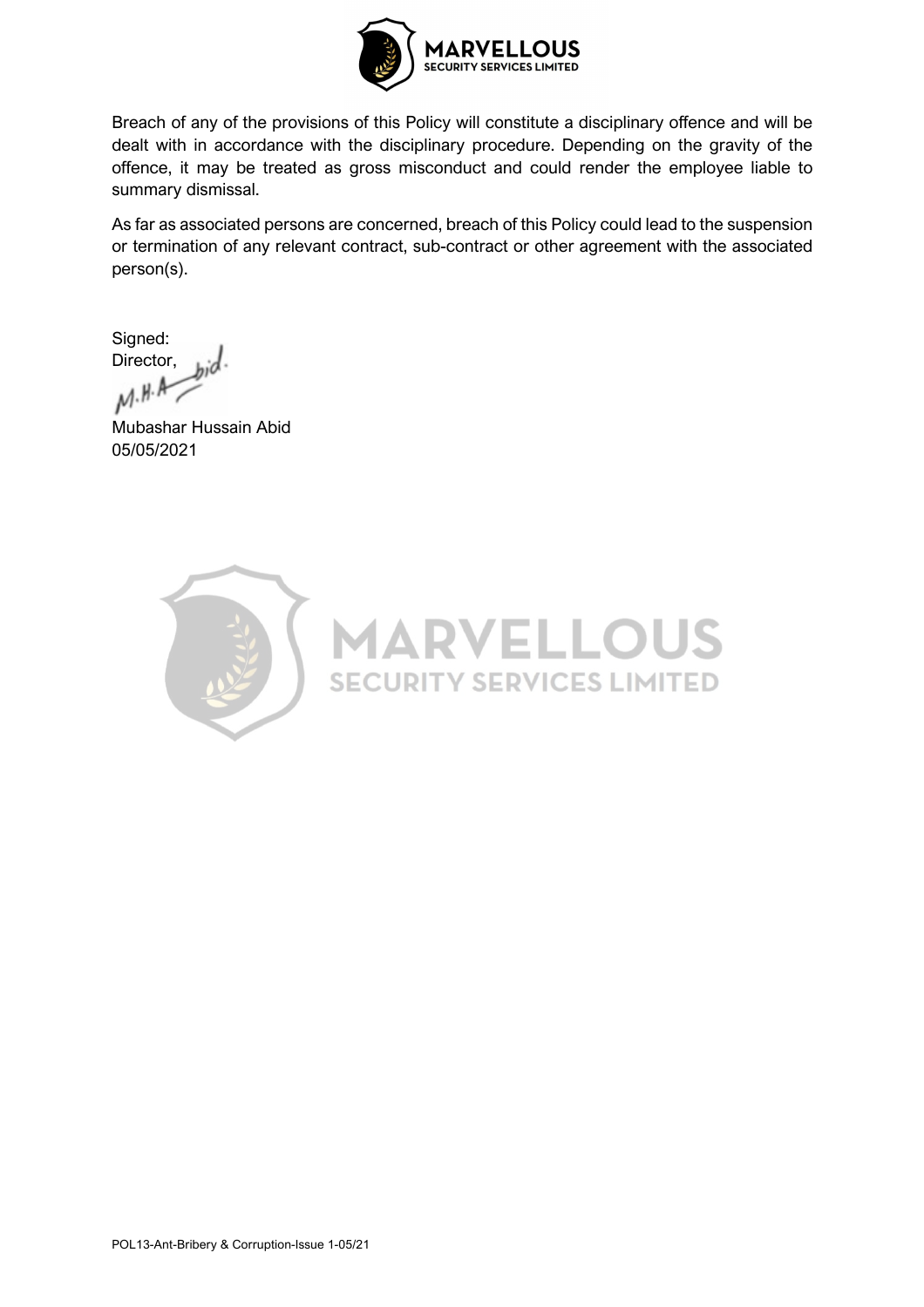Breach of any of the provisions of this Policy will constitute a disciplinary offence and will be dealt with in accordance with the disciplinary procedure. Depending on the gravity of the offence, it may be treated as gross misconduct and could render the employee liable to summary dismissal.

As far as associated persons are concerned, breach of this Policy could lead to the suspension or termination of any relevant contract, sub-contract or other agreement with the associated person(s).

Signed:
Director,

Mubashar Hussain Abid
05/05/2021